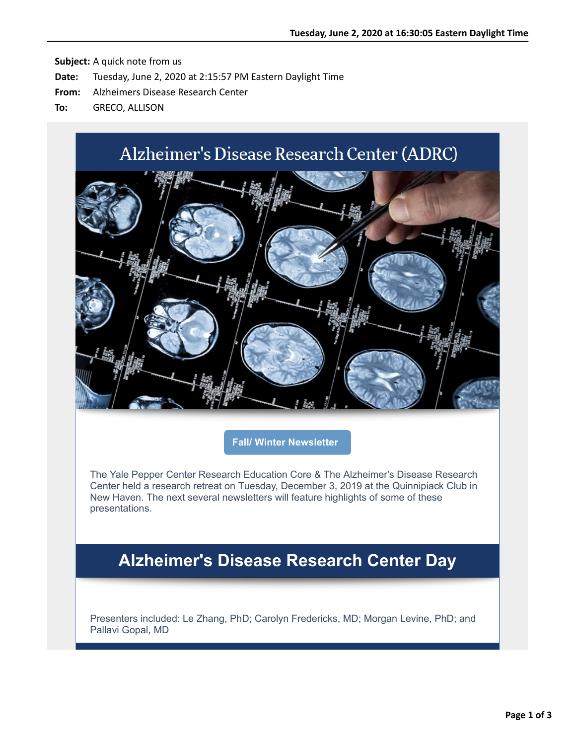**Subject:** A quick note from us
**Date:** Tuesday, June 2, 2020 at 2:15:57 PM Eastern Daylight Time
**From:** Alzheimers Disease Research Center
**To:** GRECO, ALLISON

# Alzheimer's Disease Research Center (ADRC)

**Fall/ Winter Newsletter**

The Yale Pepper Center Research Education Core & The Alzheimer's Disease Research Center held a research retreat on Tuesday, December 3, 2019 at the Quinnipiack Club in New Haven. The next several newsletters will feature highlights of some of these presentations.

## Alzheimer's Disease Research Center Day

Presenters included: Le Zhang, PhD; Carolyn Fredericks, MD; Morgan Levine, PhD; and Pallavi Gopal, MD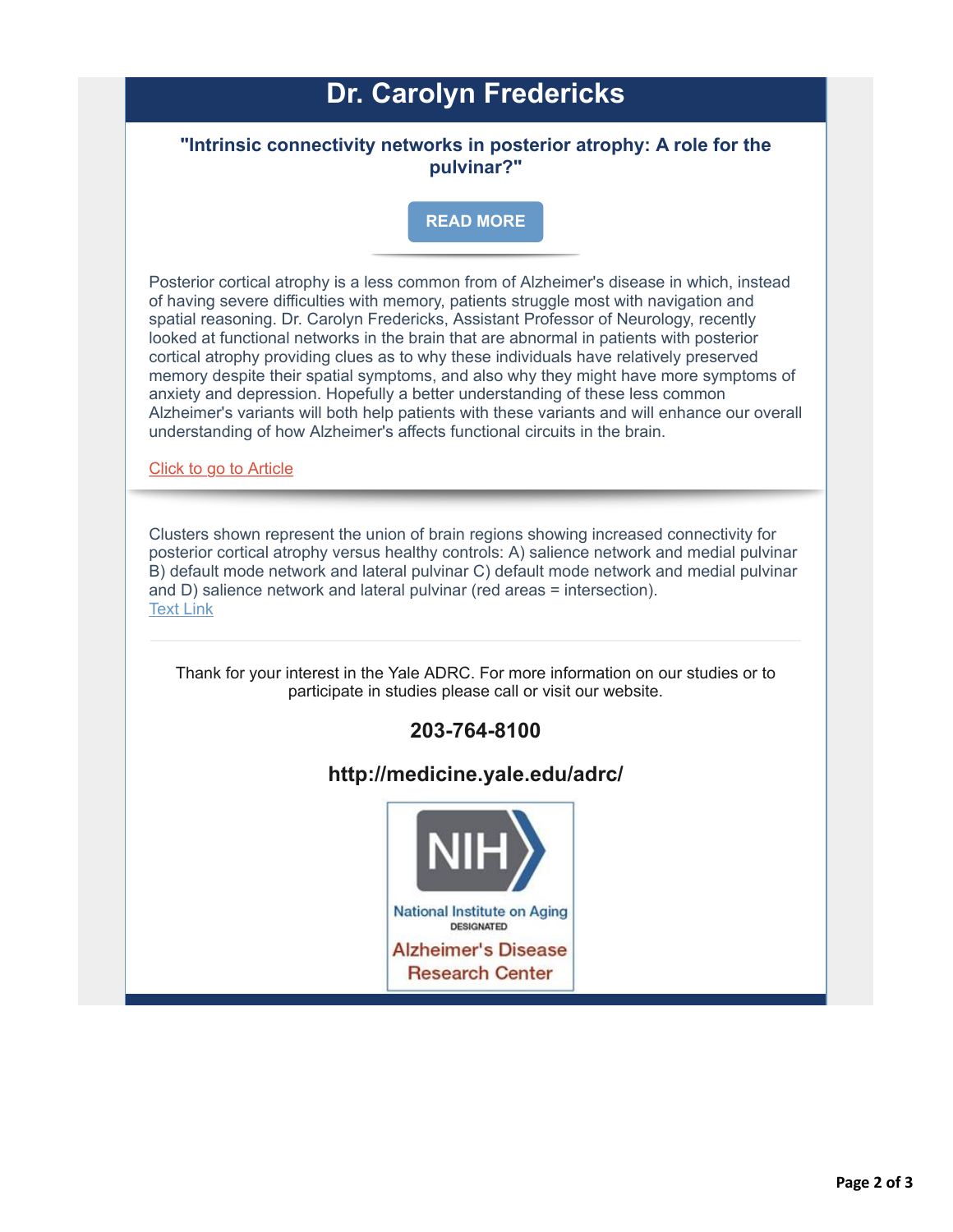# Dr. Carolyn Fredericks

### "Intrinsic connectivity networks in posterior atrophy: A role for the pulvinar?"

READ MORE

Posterior cortical atrophy is a less common from of Alzheimer's disease in which, instead of having severe difficulties with memory, patients struggle most with navigation and spatial reasoning. Dr. Carolyn Fredericks, Assistant Professor of Neurology, recently looked at functional networks in the brain that are abnormal in patients with posterior cortical atrophy providing clues as to why these individuals have relatively preserved memory despite their spatial symptoms, and also why they might have more symptoms of anxiety and depression. Hopefully a better understanding of these less common Alzheimer's variants will both help patients with these variants and will enhance our overall understanding of how Alzheimer's affects functional circuits in the brain.

Click to go to Article

Clusters shown represent the union of brain regions showing increased connectivity for posterior cortical atrophy versus healthy controls: A) salience network and medial pulvinar B) default mode network and lateral pulvinar C) default mode network and medial pulvinar and D) salience network and lateral pulvinar (red areas = intersection).
Text Link

Thank for your interest in the Yale ADRC. For more information on our studies or to participate in studies please call or visit our website.

**203-764-8100**

**http://medicine.yale.edu/adrc/**

NIH National Institute on Aging DESIGNATED Alzheimer's Disease Research Center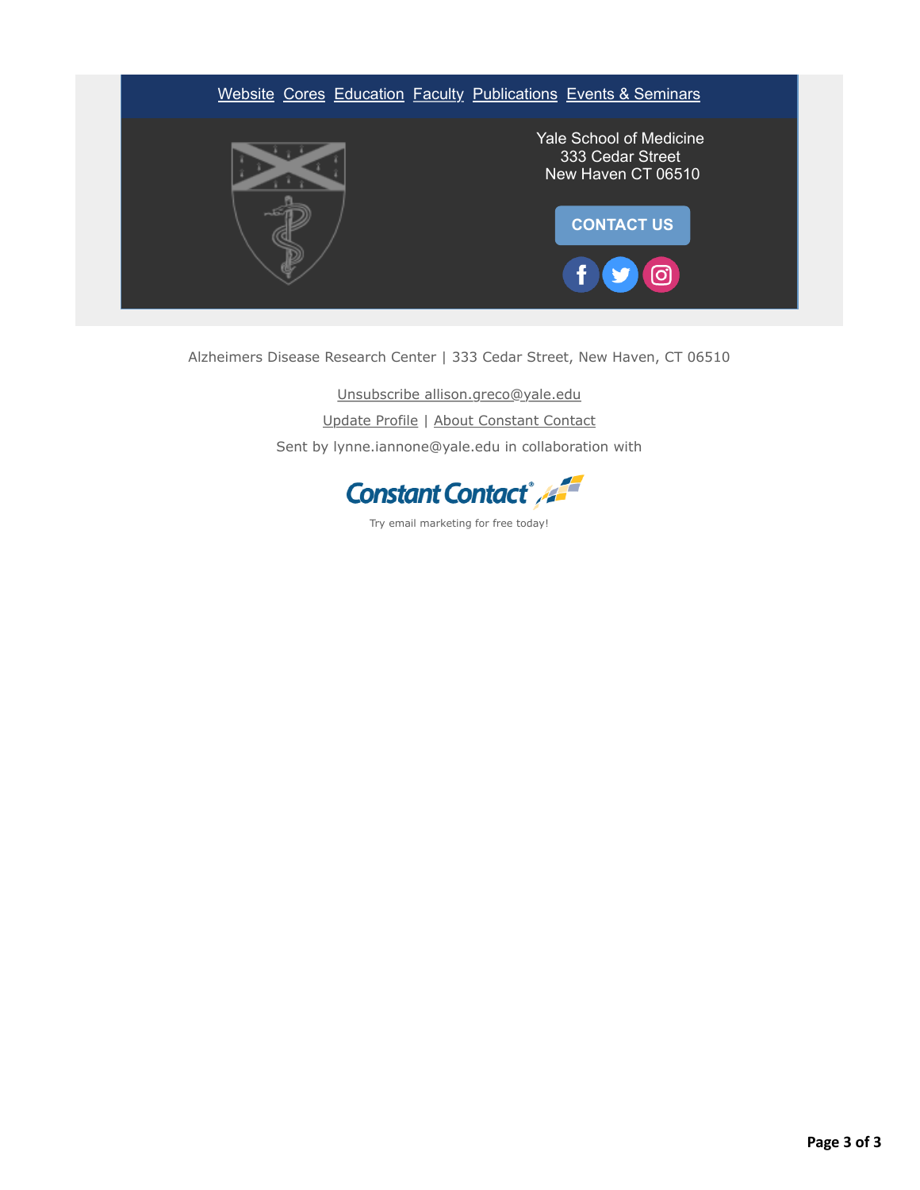Website Cores Education Faculty Publications Events & Seminars

Yale School of Medicine
333 Cedar Street
New Haven CT 06510

CONTACT US

Alzheimers Disease Research Center | 333 Cedar Street, New Haven, CT 06510

Unsubscribe allison.greco@yale.edu

Update Profile | About Constant Contact

Sent by lynne.iannone@yale.edu in collaboration with

Constant Contact

Try email marketing for free today!